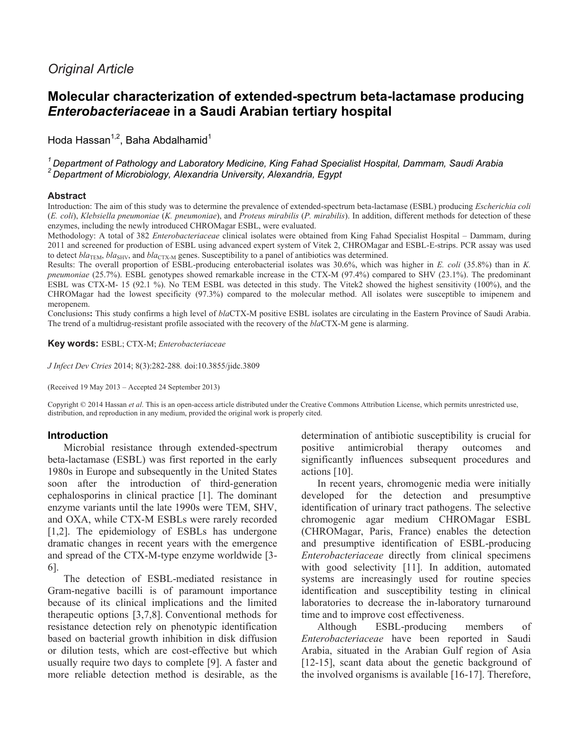*Original Article*

# Molecular characterization of extended-spectrum beta-lactamase producing *Enterobacteriaceae* in a Saudi Arabian tertiary hospital

Hoda Hassan[1,2], Baha Abdalhamid[1]

*[1] Department of Pathology and Laboratory Medicine, King Fahad Specialist Hospital, Dammam, Saudi Arabia*
*[2] Department of Microbiology, Alexandria University, Alexandria, Egypt*

## Abstract

Introduction: The aim of this study was to determine the prevalence of extended-spectrum beta-lactamase (ESBL) producing *Escherichia coli* (*E. coli*), *Klebsiella pneumoniae* (*K. pneumoniae*), and *Proteus mirabilis* (*P. mirabilis*). In addition, different methods for detection of these enzymes, including the newly introduced CHROMagar ESBL, were evaluated.

Methodology: A total of 382 *Enterobacteriaceae* clinical isolates were obtained from King Fahad Specialist Hospital – Dammam, during 2011 and screened for production of ESBL using advanced expert system of Vitek 2, CHROMagar and ESBL-E-strips. PCR assay was used to detect $bla_{\text{TEM}}$, $bla_{\text{SHV}}$, and $bla_{\text{CTX-M}}$ genes. Susceptibility to a panel of antibiotics was determined.

Results: The overall proportion of ESBL-producing enterobacterial isolates was 30.6%, which was higher in *E. coli* (35.8%) than in *K. pneumoniae* (25.7%). ESBL genotypes showed remarkable increase in the CTX-M (97.4%) compared to SHV (23.1%). The predominant ESBL was CTX-M- 15 (92.1 %). No TEM ESBL was detected in this study. The Vitek2 showed the highest sensitivity (100%), and the CHROMagar had the lowest specificity (97.3%) compared to the molecular method. All isolates were susceptible to imipenem and meropenem.

Conclusions**:** This study confirms a high level of *bla*CTX-M positive ESBL isolates are circulating in the Eastern Province of Saudi Arabia. The trend of a multidrug-resistant profile associated with the recovery of the *bla*CTX-M gene is alarming.

**Key words:** ESBL; CTX-M; *Enterobacteriaceae*

*J Infect Dev Ctries* 2014; 8(3):282-288*.* doi:10.3855/jidc.3809

(Received 19 May 2013 – Accepted 24 September 2013)

Copyright © 2014 Hassan *et al*. This is an open-access article distributed under the Creative Commons Attribution License, which permits unrestricted use, distribution, and reproduction in any medium, provided the original work is properly cited.

## Introduction

Microbial resistance through extended-spectrum beta-lactamase (ESBL) was first reported in the early 1980s in Europe and subsequently in the United States soon after the introduction of third-generation cephalosporins in clinical practice [1]. The dominant enzyme variants until the late 1990s were TEM, SHV, and OXA, while CTX-M ESBLs were rarely recorded [1,2]. The epidemiology of ESBLs has undergone dramatic changes in recent years with the emergence and spread of the CTX-M-type enzyme worldwide [3-6].

The detection of ESBL-mediated resistance in Gram-negative bacilli is of paramount importance because of its clinical implications and the limited therapeutic options [3,7,8]. Conventional methods for resistance detection rely on phenotypic identification based on bacterial growth inhibition in disk diffusion or dilution tests, which are cost-effective but which usually require two days to complete [9]. A faster and more reliable detection method is desirable, as the determination of antibiotic susceptibility is crucial for positive antimicrobial therapy outcomes and significantly influences subsequent procedures and actions [10].

In recent years, chromogenic media were initially developed for the detection and presumptive identification of urinary tract pathogens. The selective chromogenic agar medium CHROMagar ESBL (CHROMagar, Paris, France) enables the detection and presumptive identification of ESBL-producing *Enterobacteriaceae* directly from clinical specimens with good selectivity [11]. In addition, automated systems are increasingly used for routine species identification and susceptibility testing in clinical laboratories to decrease the in-laboratory turnaround time and to improve cost effectiveness.

Although ESBL-producing members of *Enterobacteriaceae* have been reported in Saudi Arabia, situated in the Arabian Gulf region of Asia [12-15], scant data about the genetic background of the involved organisms is available [16-17]. Therefore,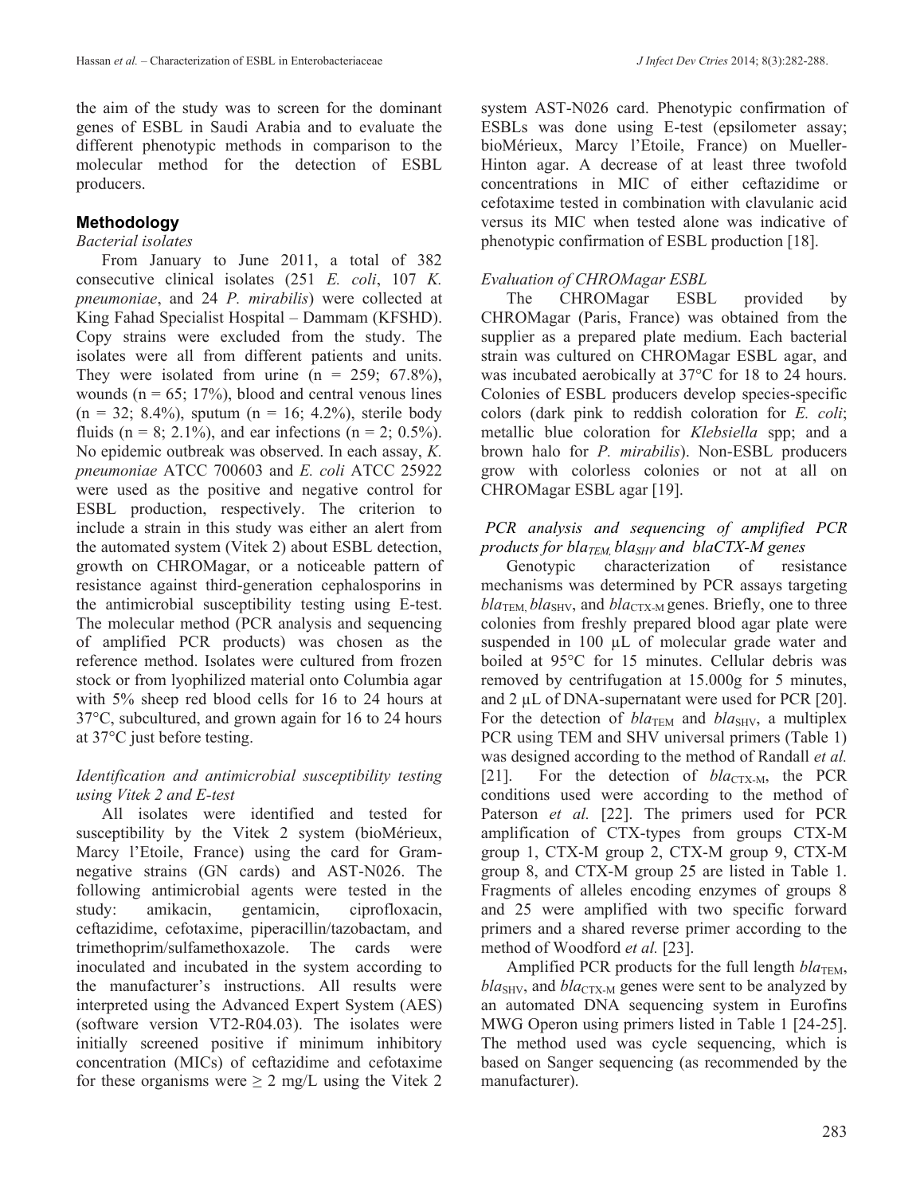the aim of the study was to screen for the dominant genes of ESBL in Saudi Arabia and to evaluate the different phenotypic methods in comparison to the molecular method for the detection of ESBL producers.

## Methodology

*Bacterial isolates*

From January to June 2011, a total of 382 consecutive clinical isolates (251 *E. coli*, 107 *K. pneumoniae*, and 24 *P. mirabilis*) were collected at King Fahad Specialist Hospital – Dammam (KFSHD). Copy strains were excluded from the study. The isolates were all from different patients and units. They were isolated from urine (n = 259; 67.8%), wounds (n = 65; 17%), blood and central venous lines (n = 32; 8.4%), sputum (n = 16; 4.2%), sterile body fluids (n = 8; 2.1%), and ear infections (n = 2; 0.5%). No epidemic outbreak was observed. In each assay, *K. pneumoniae* ATCC 700603 and *E. coli* ATCC 25922 were used as the positive and negative control for ESBL production, respectively. The criterion to include a strain in this study was either an alert from the automated system (Vitek 2) about ESBL detection, growth on CHROMagar, or a noticeable pattern of resistance against third-generation cephalosporins in the antimicrobial susceptibility testing using E-test. The molecular method (PCR analysis and sequencing of amplified PCR products) was chosen as the reference method. Isolates were cultured from frozen stock or from lyophilized material onto Columbia agar with 5% sheep red blood cells for 16 to 24 hours at 37°C, subcultured, and grown again for 16 to 24 hours at 37°C just before testing.

*Identification and antimicrobial susceptibility testing using Vitek 2 and E-test*

All isolates were identified and tested for susceptibility by the Vitek 2 system (bioMérieux, Marcy l'Etoile, France) using the card for Gram-negative strains (GN cards) and AST-N026. The following antimicrobial agents were tested in the study: amikacin, gentamicin, ciprofloxacin, ceftazidime, cefotaxime, piperacillin/tazobactam, and trimethoprim/sulfamethoxazole. The cards were inoculated and incubated in the system according to the manufacturer's instructions. All results were interpreted using the Advanced Expert System (AES) (software version VT2-R04.03). The isolates were initially screened positive if minimum inhibitory concentration (MICs) of ceftazidime and cefotaxime for these organisms were $\geq$ 2 mg/L using the Vitek 2 system AST-N026 card. Phenotypic confirmation of ESBLs was done using E-test (epsilometer assay; bioMérieux, Marcy l'Etoile, France) on Mueller-Hinton agar. A decrease of at least three twofold concentrations in MIC of either ceftazidime or cefotaxime tested in combination with clavulanic acid versus its MIC when tested alone was indicative of phenotypic confirmation of ESBL production [18].

*Evaluation of CHROMagar ESBL*

The CHROMagar ESBL provided by CHROMagar (Paris, France) was obtained from the supplier as a prepared plate medium. Each bacterial strain was cultured on CHROMagar ESBL agar, and was incubated aerobically at 37°C for 18 to 24 hours. Colonies of ESBL producers develop species-specific colors (dark pink to reddish coloration for *E. coli*; metallic blue coloration for *Klebsiella* spp; and a brown halo for *P. mirabilis*). Non-ESBL producers grow with colorless colonies or not at all on CHROMagar ESBL agar [19].

*PCR analysis and sequencing of amplified PCR products for $bla_{TEM}$, $bla_{SHV}$ and blaCTX-M genes*

Genotypic characterization of resistance mechanisms was determined by PCR assays targeting $bla_{TEM}$, $bla_{SHV}$, and $bla_{CTX\text{-}M}$ genes. Briefly, one to three colonies from freshly prepared blood agar plate were suspended in 100 µL of molecular grade water and boiled at 95°C for 15 minutes. Cellular debris was removed by centrifugation at 15.000g for 5 minutes, and 2 µL of DNA-supernatant were used for PCR [20]. For the detection of $bla_{TEM}$ and $bla_{SHV}$, a multiplex PCR using TEM and SHV universal primers (Table 1) was designed according to the method of Randall *et al.* [21]. For the detection of $bla_{CTX\text{-}M}$, the PCR conditions used were according to the method of Paterson *et al.* [22]. The primers used for PCR amplification of CTX-types from groups CTX-M group 1, CTX-M group 2, CTX-M group 9, CTX-M group 8, and CTX-M group 25 are listed in Table 1. Fragments of alleles encoding enzymes of groups 8 and 25 were amplified with two specific forward primers and a shared reverse primer according to the method of Woodford *et al.* [23].

Amplified PCR products for the full length $bla_{TEM}$, $bla_{SHV}$, and $bla_{CTX\text{-}M}$ genes were sent to be analyzed by an automated DNA sequencing system in Eurofins MWG Operon using primers listed in Table 1 [24-25]. The method used was cycle sequencing, which is based on Sanger sequencing (as recommended by the manufacturer).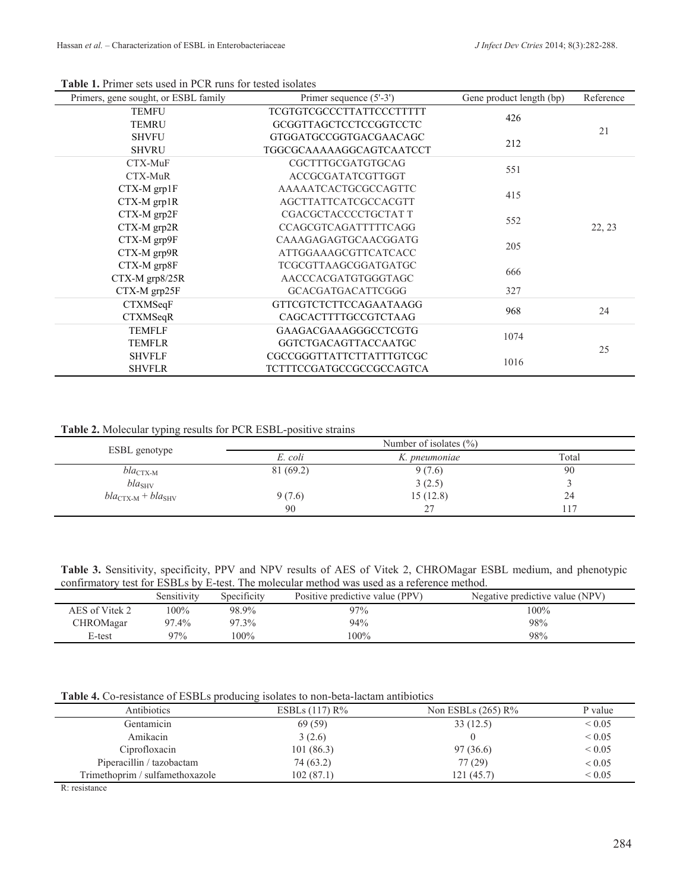**Table 1.** Primer sets used in PCR runs for tested isolates

| Primers, gene sought, or ESBL family | Primer sequence (5'-3') | Gene product length (bp) | Reference |
|---|---|---|---|
| TEMFU | TCGTGTCGCCCTTATTCCCTTTTT | 426 | 21 |
| TEMRU | GCGGTTAGCTCCTCCGGTCCTC | | |
| SHVFU | GTGGATGCCGGTGACGAACAGC | 212 | |
| SHVRU | TGGCGCAAAAAGGCAGTCAATCCT | | |
| CTX-MuF | CGCTTTGCGATGTGCAG | 551 | 22, 23 |
| CTX-MuR | ACCGCGATATCGTTGGT | | |
| CTX-M grp1F | AAAAATCACTGCGCCAGTTC | 415 | |
| CTX-M grp1R | AGCTTATTCATCGCCACGTT | | |
| CTX-M grp2F | CGACGCTACCCCTGCTAT T | 552 | |
| CTX-M grp2R | CCAGCGTCAGATTTTTCAGG | | |
| CTX-M grp9F | CAAAGAGAGTGCAACGGATG | 205 | |
| CTX-M grp9R | ATTGGAAAGCGTTCATCACC | | |
| CTX-M grp8F | TCGCGTTAAGCGGATGATGC | 666 | |
| CTX-M grp8/25R | AACCCACGATGTGGGTAGC | | |
| CTX-M grp25F | GCACGATGACATTCGGG | 327 | |
| CTXMSeqF | GTTCGTCTCTTCCAGAATAAGG | 968 | 24 |
| CTXMSeqR | CAGCACTTTTGCCGTCTAAG | | |
| TEMFLF | GAAGACGAAAGGGCCTCGTG | 1074 | 25 |
| TEMFLR | GGTCTGACAGTTACCAATGC | | |
| SHVFLF | CGCCGGGTTATTCTTATTTGTCGC | 1016 | |
| SHVFLR | TCTTTCCGATGCCGCCGCCAGTCA | | |

**Table 2.** Molecular typing results for PCR ESBL-positive strains

| ESBL genotype | Number of isolates (%) | | |
|---|---|---|---|
| | *E. coli* | *K. pneumoniae* | Total |
| $bla_{CTX\text{-}M}$ | 81 (69.2) | 9 (7.6) | 90 |
| $bla_{SHV}$ | | 3 (2.5) | 3 |
| $bla_{CTX\text{-}M} + bla_{SHV}$ | 9 (7.6) | 15 (12.8) | 24 |
| | 90 | 27 | 117 |

**Table 3.** Sensitivity, specificity, PPV and NPV results of AES of Vitek 2, CHROMagar ESBL medium, and phenotypic confirmatory test for ESBLs by E-test. The molecular method was used as a reference method.

| | Sensitivity | Specificity | Positive predictive value (PPV) | Negative predictive value (NPV) |
|---|---|---|---|---|
| AES of Vitek 2 | 100% | 98.9% | 97% | 100% |
| CHROMagar | 97.4% | 97.3% | 94% | 98% |
| E-test | 97% | 100% | 100% | 98% |

**Table 4.** Co-resistance of ESBLs producing isolates to non-beta-lactam antibiotics

| Antibiotics | ESBLs (117) R% | Non ESBLs (265) R% | P value |
|---|---|---|---|
| Gentamicin | 69 (59) | 33 (12.5) | < 0.05 |
| Amikacin | 3 (2.6) | 0 | < 0.05 |
| Ciprofloxacin | 101 (86.3) | 97 (36.6) | < 0.05 |
| Piperacillin / tazobactam | 74 (63.2) | 77 (29) | < 0.05 |
| Trimethoprim / sulfamethoxazole | 102 (87.1) | 121 (45.7) | < 0.05 |

R: resistance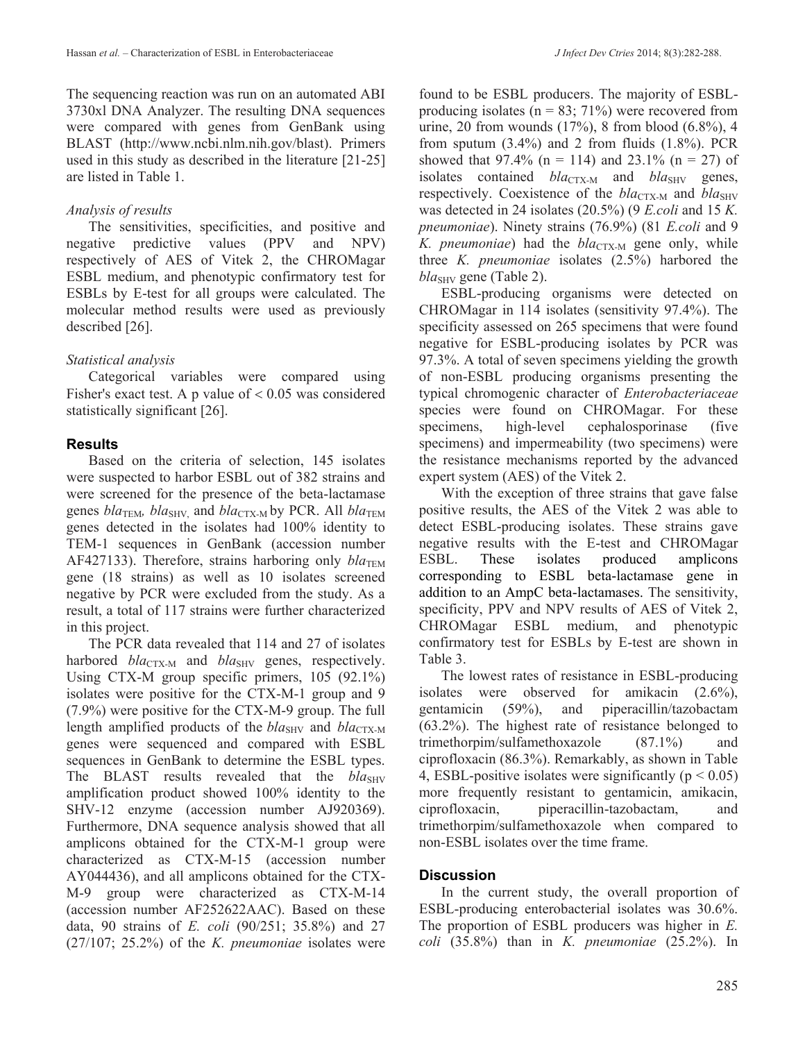The sequencing reaction was run on an automated ABI 3730xl DNA Analyzer. The resulting DNA sequences were compared with genes from GenBank using BLAST (http://www.ncbi.nlm.nih.gov/blast). Primers used in this study as described in the literature [21-25] are listed in Table 1.

*Analysis of results*

The sensitivities, specificities, and positive and negative predictive values (PPV and NPV) respectively of AES of Vitek 2, the CHROMagar ESBL medium, and phenotypic confirmatory test for ESBLs by E-test for all groups were calculated. The molecular method results were used as previously described [26].

*Statistical analysis*

Categorical variables were compared using Fisher's exact test. A p value of $< 0.05$ was considered statistically significant [26].

## Results

Based on the criteria of selection, 145 isolates were suspected to harbor ESBL out of 382 strains and were screened for the presence of the beta-lactamase genes $bla_{TEM}$, $bla_{SHV}$, and $bla_{CTX\text{-}M}$ by PCR. All $bla_{TEM}$ genes detected in the isolates had 100% identity to TEM-1 sequences in GenBank (accession number AF427133). Therefore, strains harboring only $bla_{TEM}$ gene (18 strains) as well as 10 isolates screened negative by PCR were excluded from the study. As a result, a total of 117 strains were further characterized in this project.

The PCR data revealed that 114 and 27 of isolates harbored $bla_{CTX\text{-}M}$ and $bla_{SHV}$ genes, respectively. Using CTX-M group specific primers, 105 (92.1%) isolates were positive for the CTX-M-1 group and 9 (7.9%) were positive for the CTX-M-9 group. The full length amplified products of the $bla_{SHV}$ and $bla_{CTX\text{-}M}$ genes were sequenced and compared with ESBL sequences in GenBank to determine the ESBL types. The BLAST results revealed that the $bla_{SHV}$ amplification product showed 100% identity to the SHV-12 enzyme (accession number AJ920369). Furthermore, DNA sequence analysis showed that all amplicons obtained for the CTX-M-1 group were characterized as CTX-M-15 (accession number AY044436), and all amplicons obtained for the CTX-M-9 group were characterized as CTX-M-14 (accession number AF252622AAC). Based on these data, 90 strains of *E. coli* (90/251; 35.8%) and 27 (27/107; 25.2%) of the *K. pneumoniae* isolates were found to be ESBL producers. The majority of ESBL-producing isolates (n = 83; 71%) were recovered from urine, 20 from wounds (17%), 8 from blood (6.8%), 4 from sputum (3.4%) and 2 from fluids (1.8%). PCR showed that 97.4% (n = 114) and 23.1% (n = 27) of isolates contained $bla_{CTX\text{-}M}$ and $bla_{SHV}$ genes, respectively. Coexistence of the $bla_{CTX\text{-}M}$ and $bla_{SHV}$ was detected in 24 isolates (20.5%) (9 *E.coli* and 15 *K. pneumoniae*). Ninety strains (76.9%) (81 *E.coli* and 9 *K. pneumoniae*) had the $bla_{CTX\text{-}M}$ gene only, while three *K. pneumoniae* isolates (2.5%) harbored the $bla_{SHV}$ gene (Table 2).

ESBL-producing organisms were detected on CHROMagar in 114 isolates (sensitivity 97.4%). The specificity assessed on 265 specimens that were found negative for ESBL-producing isolates by PCR was 97.3%. A total of seven specimens yielding the growth of non-ESBL producing organisms presenting the typical chromogenic character of *Enterobacteriaceae* species were found on CHROMagar. For these specimens, high-level cephalosporinase (five specimens) and impermeability (two specimens) were the resistance mechanisms reported by the advanced expert system (AES) of the Vitek 2.

With the exception of three strains that gave false positive results, the AES of the Vitek 2 was able to detect ESBL-producing isolates. These strains gave negative results with the E-test and CHROMagar ESBL. These isolates produced amplicons corresponding to ESBL beta-lactamase gene in addition to an AmpC beta-lactamases. The sensitivity, specificity, PPV and NPV results of AES of Vitek 2, CHROMagar ESBL medium, and phenotypic confirmatory test for ESBLs by E-test are shown in Table 3.

The lowest rates of resistance in ESBL-producing isolates were observed for amikacin (2.6%), gentamicin (59%), and piperacillin/tazobactam (63.2%). The highest rate of resistance belonged to trimethorpim/sulfamethoxazole (87.1%) and ciprofloxacin (86.3%). Remarkably, as shown in Table 4, ESBL-positive isolates were significantly ($p < 0.05$) more frequently resistant to gentamicin, amikacin, ciprofloxacin, piperacillin-tazobactam, and trimethorpim/sulfamethoxazole when compared to non-ESBL isolates over the time frame.

## Discussion

In the current study, the overall proportion of ESBL-producing enterobacterial isolates was 30.6%. The proportion of ESBL producers was higher in *E. coli* (35.8%) than in *K. pneumoniae* (25.2%). In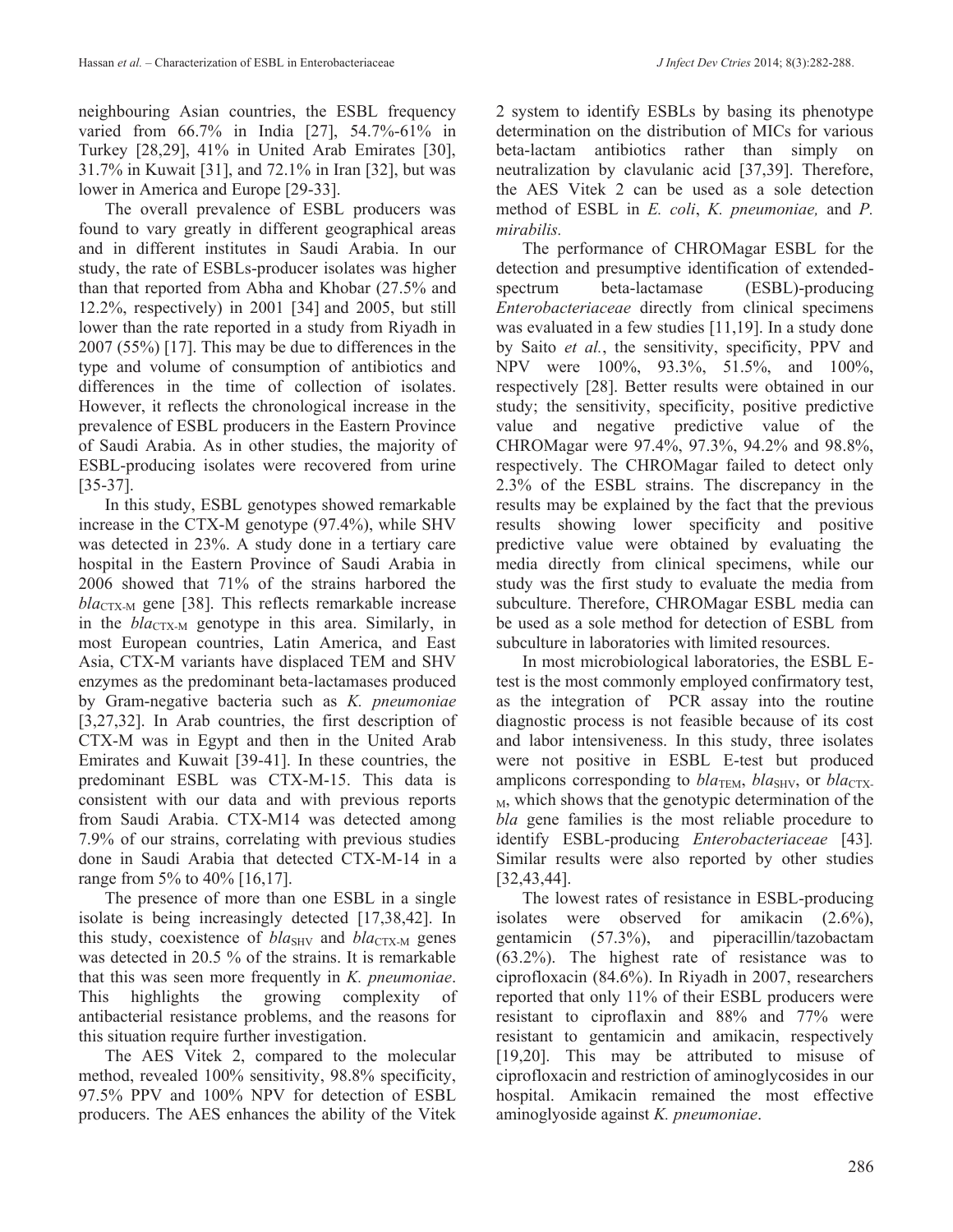neighbouring Asian countries, the ESBL frequency varied from 66.7% in India [27], 54.7%-61% in Turkey [28,29], 41% in United Arab Emirates [30], 31.7% in Kuwait [31], and 72.1% in Iran [32], but was lower in America and Europe [29-33].

The overall prevalence of ESBL producers was found to vary greatly in different geographical areas and in different institutes in Saudi Arabia. In our study, the rate of ESBLs-producer isolates was higher than that reported from Abha and Khobar (27.5% and 12.2%, respectively) in 2001 [34] and 2005, but still lower than the rate reported in a study from Riyadh in 2007 (55%) [17]. This may be due to differences in the type and volume of consumption of antibiotics and differences in the time of collection of isolates. However, it reflects the chronological increase in the prevalence of ESBL producers in the Eastern Province of Saudi Arabia. As in other studies, the majority of ESBL-producing isolates were recovered from urine [35-37].

In this study, ESBL genotypes showed remarkable increase in the CTX-M genotype (97.4%), while SHV was detected in 23%. A study done in a tertiary care hospital in the Eastern Province of Saudi Arabia in 2006 showed that 71% of the strains harbored the *bla*$_{CTX-M}$ gene [38]. This reflects remarkable increase in the *bla*$_{CTX-M}$ genotype in this area. Similarly, in most European countries, Latin America, and East Asia, CTX-M variants have displaced TEM and SHV enzymes as the predominant beta-lactamases produced by Gram-negative bacteria such as *K. pneumoniae* [3,27,32]. In Arab countries, the first description of CTX-M was in Egypt and then in the United Arab Emirates and Kuwait [39-41]. In these countries, the predominant ESBL was CTX-M-15. This data is consistent with our data and with previous reports from Saudi Arabia. CTX-M14 was detected among 7.9% of our strains, correlating with previous studies done in Saudi Arabia that detected CTX-M-14 in a range from 5% to 40% [16,17].

The presence of more than one ESBL in a single isolate is being increasingly detected [17,38,42]. In this study, coexistence of *bla*$_{SHV}$ and *bla*$_{CTX-M}$ genes was detected in 20.5 % of the strains. It is remarkable that this was seen more frequently in *K. pneumoniae*. This highlights the growing complexity of antibacterial resistance problems, and the reasons for this situation require further investigation.

The AES Vitek 2, compared to the molecular method, revealed 100% sensitivity, 98.8% specificity, 97.5% PPV and 100% NPV for detection of ESBL producers. The AES enhances the ability of the Vitek 2 system to identify ESBLs by basing its phenotype determination on the distribution of MICs for various beta-lactam antibiotics rather than simply on neutralization by clavulanic acid [37,39]. Therefore, the AES Vitek 2 can be used as a sole detection method of ESBL in *E. coli*, *K. pneumoniae,* and *P. mirabilis.*

The performance of CHROMagar ESBL for the detection and presumptive identification of extended-spectrum beta-lactamase (ESBL)-producing *Enterobacteriaceae* directly from clinical specimens was evaluated in a few studies [11,19]. In a study done by Saito *et al.*, the sensitivity, specificity, PPV and NPV were 100%, 93.3%, 51.5%, and 100%, respectively [28]. Better results were obtained in our study; the sensitivity, specificity, positive predictive value and negative predictive value of the CHROMagar were 97.4%, 97.3%, 94.2% and 98.8%, respectively. The CHROMagar failed to detect only 2.3% of the ESBL strains. The discrepancy in the results may be explained by the fact that the previous results showing lower specificity and positive predictive value were obtained by evaluating the media directly from clinical specimens, while our study was the first study to evaluate the media from subculture. Therefore, CHROMagar ESBL media can be used as a sole method for detection of ESBL from subculture in laboratories with limited resources.

In most microbiological laboratories, the ESBL E-test is the most commonly employed confirmatory test, as the integration of PCR assay into the routine diagnostic process is not feasible because of its cost and labor intensiveness. In this study, three isolates were not positive in ESBL E-test but produced amplicons corresponding to *bla*$_{TEM}$, *bla*$_{SHV}$, or *bla*$_{CTX-M}$, which shows that the genotypic determination of the *bla* gene families is the most reliable procedure to identify ESBL-producing *Enterobacteriaceae* [43]. Similar results were also reported by other studies [32,43,44].

The lowest rates of resistance in ESBL-producing isolates were observed for amikacin (2.6%), gentamicin (57.3%), and piperacillin/tazobactam (63.2%). The highest rate of resistance was to ciprofloxacin (84.6%). In Riyadh in 2007, researchers reported that only 11% of their ESBL producers were resistant to ciproflaxin and 88% and 77% were resistant to gentamicin and amikacin, respectively [19,20]. This may be attributed to misuse of ciprofloxacin and restriction of aminoglycosides in our hospital. Amikacin remained the most effective aminoglyoside against *K. pneumoniae*.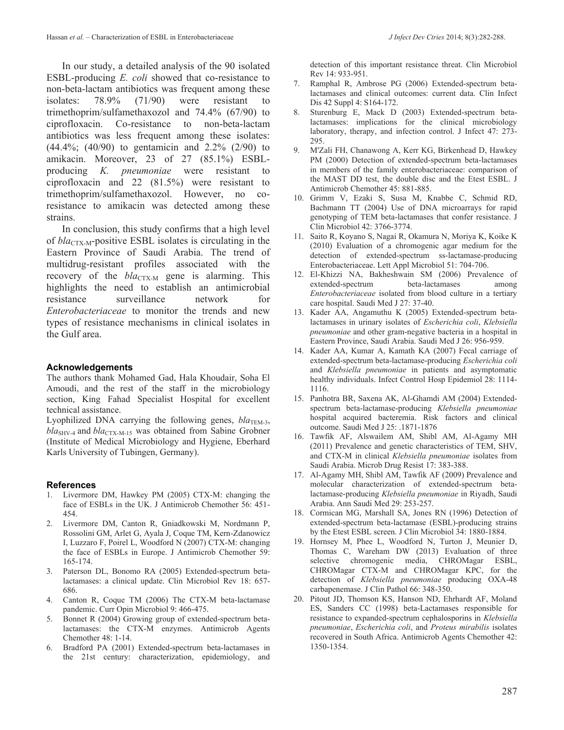In our study, a detailed analysis of the 90 isolated ESBL-producing *E. coli* showed that co-resistance to non-beta-lactam antibiotics was frequent among these isolates: 78.9% (71/90) were resistant to trimethoprim/sulfamethaxozol and 74.4% (67/90) to ciprofloxacin. Co-resistance to non-beta-lactam antibiotics was less frequent among these isolates: (44.4%; (40/90) to gentamicin and 2.2% (2/90) to amikacin. Moreover, 23 of 27 (85.1%) ESBL-producing *K. pneumoniae* were resistant to ciprofloxacin and 22 (81.5%) were resistant to trimethoprim/sulfamethaxozol. However, no co-resistance to amikacin was detected among these strains.

In conclusion, this study confirms that a high level of $bla_{\text{CTX-M}}$-positive ESBL isolates is circulating in the Eastern Province of Saudi Arabia. The trend of multidrug-resistant profiles associated with the recovery of the $bla_{\text{CTX-M}}$ gene is alarming. This highlights the need to establish an antimicrobial resistance surveillance network for *Enterobacteriaceae* to monitor the trends and new types of resistance mechanisms in clinical isolates in the Gulf area.

### Acknowledgements

The authors thank Mohamed Gad, Hala Khoudair, Soha El Amoudi, and the rest of the staff in the microbiology section, King Fahad Specialist Hospital for excellent technical assistance.

Lyophilized DNA carrying the following genes, $bla_{\text{TEM-3}}$, $bla_{\text{SHV-4}}$ and $bla_{\text{CTX-M-15}}$ was obtained from Sabine Grobner (Institute of Medical Microbiology and Hygiene, Eberhard Karls University of Tubingen, Germany).

### References

1. Livermore DM, Hawkey PM (2005) CTX-M: changing the face of ESBLs in the UK. J Antimicrob Chemother 56: 451-454.
2. Livermore DM, Canton R, Gniadkowski M, Nordmann P, Rossolini GM, Arlet G, Ayala J, Coque TM, Kern-Zdanowicz I, Luzzaro F, Poirel L, Woodford N (2007) CTX-M: changing the face of ESBLs in Europe. J Antimicrob Chemother 59: 165-174.
3. Paterson DL, Bonomo RA (2005) Extended-spectrum beta-lactamases: a clinical update. Clin Microbiol Rev 18: 657-686.
4. Canton R, Coque TM (2006) The CTX-M beta-lactamase pandemic. Curr Opin Microbiol 9: 466-475.
5. Bonnet R (2004) Growing group of extended-spectrum beta-lactamases: the CTX-M enzymes. Antimicrob Agents Chemother 48: 1-14.
6. Bradford PA (2001) Extended-spectrum beta-lactamases in the 21st century: characterization, epidemiology, and detection of this important resistance threat. Clin Microbiol Rev 14: 933-951.
7. Ramphal R, Ambrose PG (2006) Extended-spectrum beta-lactamases and clinical outcomes: current data. Clin Infect Dis 42 Suppl 4: S164-172.
8. Sturenburg E, Mack D (2003) Extended-spectrum beta-lactamases: implications for the clinical microbiology laboratory, therapy, and infection control. J Infect 47: 273-295.
9. M'Zali FH, Chanawong A, Kerr KG, Birkenhead D, Hawkey PM (2000) Detection of extended-spectrum beta-lactamases in members of the family enterobacteriaceae: comparison of the MAST DD test, the double disc and the Etest ESBL. J Antimicrob Chemother 45: 881-885.
10. Grimm V, Ezaki S, Susa M, Knabbe C, Schmid RD, Bachmann TT (2004) Use of DNA microarrays for rapid genotyping of TEM beta-lactamases that confer resistance. J Clin Microbiol 42: 3766-3774.
11. Saito R, Koyano S, Nagai R, Okamura N, Moriya K, Koike K (2010) Evaluation of a chromogenic agar medium for the detection of extended-spectrum ss-lactamase-producing Enterobacteriaceae. Lett Appl Microbiol 51: 704-706.
12. El-Khizzi NA, Bakheshwain SM (2006) Prevalence of extended-spectrum beta-lactamases among *Enterobacteriaceae* isolated from blood culture in a tertiary care hospital. Saudi Med J 27: 37-40.
13. Kader AA, Angamuthu K (2005) Extended-spectrum beta-lactamases in urinary isolates of *Escherichia coli*, *Klebsiella pneumoniae* and other gram-negative bacteria in a hospital in Eastern Province, Saudi Arabia. Saudi Med J 26: 956-959.
14. Kader AA, Kumar A, Kamath KA (2007) Fecal carriage of extended-spectrum beta-lactamase-producing *Escherichia coli* and *Klebsiella pneumoniae* in patients and asymptomatic healthy individuals. Infect Control Hosp Epidemiol 28: 1114-1116.
15. Panhotra BR, Saxena AK, Al-Ghamdi AM (2004) Extended-spectrum beta-lactamase-producing *Klebsiella pneumoniae* hospital acquired bacteremia. Risk factors and clinical outcome. Saudi Med J 25: .1871-1876
16. Tawfik AF, Alswailem AM, Shibl AM, Al-Agamy MH (2011) Prevalence and genetic characteristics of TEM, SHV, and CTX-M in clinical *Klebsiella pneumoniae* isolates from Saudi Arabia. Microb Drug Resist 17: 383-388.
17. Al-Agamy MH, Shibl AM, Tawfik AF (2009) Prevalence and molecular characterization of extended-spectrum beta-lactamase-producing *Klebsiella pneumoniae* in Riyadh, Saudi Arabia. Ann Saudi Med 29: 253-257.
18. Cormican MG, Marshall SA, Jones RN (1996) Detection of extended-spectrum beta-lactamase (ESBL)-producing strains by the Etest ESBL screen. J Clin Microbiol 34: 1880-1884.
19. Hornsey M, Phee L, Woodford N, Turton J, Meunier D, Thomas C, Wareham DW (2013) Evaluation of three selective chromogenic media, CHROMagar ESBL, CHROMagar CTX-M and CHROMagar KPC, for the detection of *Klebsiella pneumoniae* producing OXA-48 carbapenemase. J Clin Pathol 66: 348-350.
20. Pitout JD, Thomson KS, Hanson ND, Ehrhardt AF, Moland ES, Sanders CC (1998) beta-Lactamases responsible for resistance to expanded-spectrum cephalosporins in *Klebsiella pneumoniae*, *Escherichia coli*, and *Proteus mirabilis* isolates recovered in South Africa. Antimicrob Agents Chemother 42: 1350-1354.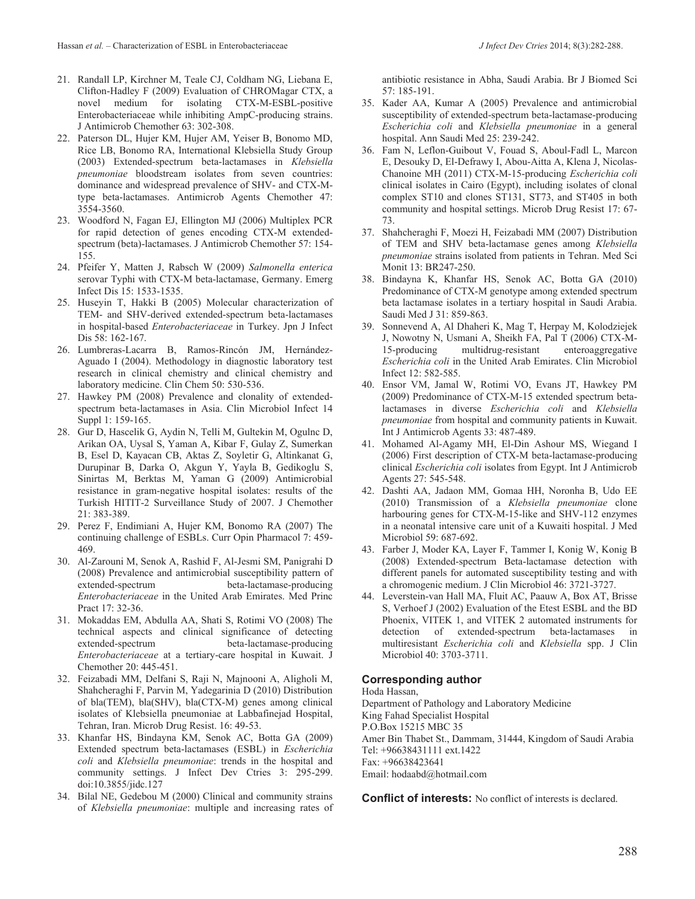21. Randall LP, Kirchner M, Teale CJ, Coldham NG, Liebana E, Clifton-Hadley F (2009) Evaluation of CHROMagar CTX, a novel medium for isolating CTX-M-ESBL-positive Enterobacteriaceae while inhibiting AmpC-producing strains. J Antimicrob Chemother 63: 302-308.
22. Paterson DL, Hujer KM, Hujer AM, Yeiser B, Bonomo MD, Rice LB, Bonomo RA, International Klebsiella Study Group (2003) Extended-spectrum beta-lactamases in *Klebsiella pneumoniae* bloodstream isolates from seven countries: dominance and widespread prevalence of SHV- and CTX-M-type beta-lactamases. Antimicrob Agents Chemother 47: 3554-3560.
23. Woodford N, Fagan EJ, Ellington MJ (2006) Multiplex PCR for rapid detection of genes encoding CTX-M extended-spectrum (beta)-lactamases. J Antimicrob Chemother 57: 154-155.
24. Pfeifer Y, Matten J, Rabsch W (2009) *Salmonella enterica* serovar Typhi with CTX-M beta-lactamase, Germany. Emerg Infect Dis 15: 1533-1535.
25. Huseyin T, Hakki B (2005) Molecular characterization of TEM- and SHV-derived extended-spectrum beta-lactamases in hospital-based *Enterobacteriaceae* in Turkey. Jpn J Infect Dis 58: 162-167.
26. Lumbreras-Lacarra B, Ramos-Rincón JM, Hernández-Aguado I (2004). Methodology in diagnostic laboratory test research in clinical chemistry and clinical chemistry and laboratory medicine. Clin Chem 50: 530-536.
27. Hawkey PM (2008) Prevalence and clonality of extended-spectrum beta-lactamases in Asia. Clin Microbiol Infect 14 Suppl 1: 159-165.
28. Gur D, Hascelik G, Aydin N, Telli M, Gultekin M, Ogulnc D, Arikan OA, Uysal S, Yaman A, Kibar F, Gulay Z, Sumerkan B, Esel D, Kayacan CB, Aktas Z, Soyletir G, Altinkanat G, Durupinar B, Darka O, Akgun Y, Yayla B, Gedikoglu S, Sinirtas M, Berktas M, Yaman G (2009) Antimicrobial resistance in gram-negative hospital isolates: results of the Turkish HITIT-2 Surveillance Study of 2007. J Chemother 21: 383-389.
29. Perez F, Endimiani A, Hujer KM, Bonomo RA (2007) The continuing challenge of ESBLs. Curr Opin Pharmacol 7: 459-469.
30. Al-Zarouni M, Senok A, Rashid F, Al-Jesmi SM, Panigrahi D (2008) Prevalence and antimicrobial susceptibility pattern of extended-spectrum beta-lactamase-producing *Enterobacteriaceae* in the United Arab Emirates. Med Princ Pract 17: 32-36.
31. Mokaddas EM, Abdulla AA, Shati S, Rotimi VO (2008) The technical aspects and clinical significance of detecting extended-spectrum beta-lactamase-producing *Enterobacteriaceae* at a tertiary-care hospital in Kuwait. J Chemother 20: 445-451.
32. Feizabadi MM, Delfani S, Raji N, Majnooni A, Aligholi M, Shahcheraghi F, Parvin M, Yadegarinia D (2010) Distribution of bla(TEM), bla(SHV), bla(CTX-M) genes among clinical isolates of Klebsiella pneumoniae at Labbafinejad Hospital, Tehran, Iran. Microb Drug Resist. 16: 49-53.
33. Khanfar HS, Bindayna KM, Senok AC, Botta GA (2009) Extended spectrum beta-lactamases (ESBL) in *Escherichia coli* and *Klebsiella pneumoniae*: trends in the hospital and community settings. J Infect Dev Ctries 3: 295-299. doi:10.3855/jidc.127
34. Bilal NE, Gedebou M (2000) Clinical and community strains of *Klebsiella pneumoniae*: multiple and increasing rates of antibiotic resistance in Abha, Saudi Arabia. Br J Biomed Sci 57: 185-191.
35. Kader AA, Kumar A (2005) Prevalence and antimicrobial susceptibility of extended-spectrum beta-lactamase-producing *Escherichia coli* and *Klebsiella pneumoniae* in a general hospital. Ann Saudi Med 25: 239-242.
36. Fam N, Leflon-Guibout V, Fouad S, Aboul-Fadl L, Marcon E, Desouky D, El-Defrawy I, Abou-Aitta A, Klena J, Nicolas-Chanoine MH (2011) CTX-M-15-producing *Escherichia coli* clinical isolates in Cairo (Egypt), including isolates of clonal complex ST10 and clones ST131, ST73, and ST405 in both community and hospital settings. Microb Drug Resist 17: 67-73.
37. Shahcheraghi F, Moezi H, Feizabadi MM (2007) Distribution of TEM and SHV beta-lactamase genes among *Klebsiella pneumoniae* strains isolated from patients in Tehran. Med Sci Monit 13: BR247-250.
38. Bindayna K, Khanfar HS, Senok AC, Botta GA (2010) Predominance of CTX-M genotype among extended spectrum beta lactamase isolates in a tertiary hospital in Saudi Arabia. Saudi Med J 31: 859-863.
39. Sonnevend A, Al Dhaheri K, Mag T, Herpay M, Kolodziejek J, Nowotny N, Usmani A, Sheikh FA, Pal T (2006) CTX-M-15-producing multidrug-resistant enteroaggregative *Escherichia coli* in the United Arab Emirates. Clin Microbiol Infect 12: 582-585.
40. Ensor VM, Jamal W, Rotimi VO, Evans JT, Hawkey PM (2009) Predominance of CTX-M-15 extended spectrum beta-lactamases in diverse *Escherichia coli* and *Klebsiella pneumoniae* from hospital and community patients in Kuwait. Int J Antimicrob Agents 33: 487-489.
41. Mohamed Al-Agamy MH, El-Din Ashour MS, Wiegand I (2006) First description of CTX-M beta-lactamase-producing clinical *Escherichia coli* isolates from Egypt. Int J Antimicrob Agents 27: 545-548.
42. Dashti AA, Jadaon MM, Gomaa HH, Noronha B, Udo EE (2010) Transmission of a *Klebsiella pneumoniae* clone harbouring genes for CTX-M-15-like and SHV-112 enzymes in a neonatal intensive care unit of a Kuwaiti hospital. J Med Microbiol 59: 687-692.
43. Farber J, Moder KA, Layer F, Tammer I, Konig W, Konig B (2008) Extended-spectrum Beta-lactamase detection with different panels for automated susceptibility testing and with a chromogenic medium. J Clin Microbiol 46: 3721-3727.
44. Leverstein-van Hall MA, Fluit AC, Paauw A, Box AT, Brisse S, Verhoef J (2002) Evaluation of the Etest ESBL and the BD Phoenix, VITEK 1, and VITEK 2 automated instruments for detection of extended-spectrum beta-lactamases in multiresistant *Escherichia coli* and *Klebsiella* spp. J Clin Microbiol 40: 3703-3711.

## Corresponding author

Hoda Hassan,
Department of Pathology and Laboratory Medicine
King Fahad Specialist Hospital
P.O.Box 15215 MBC 35
Amer Bin Thabet St., Dammam, 31444, Kingdom of Saudi Arabia
Tel: +96638431111 ext.1422
Fax: +96638423641
Email: hodaabd@hotmail.com

**Conflict of interests:** No conflict of interests is declared.